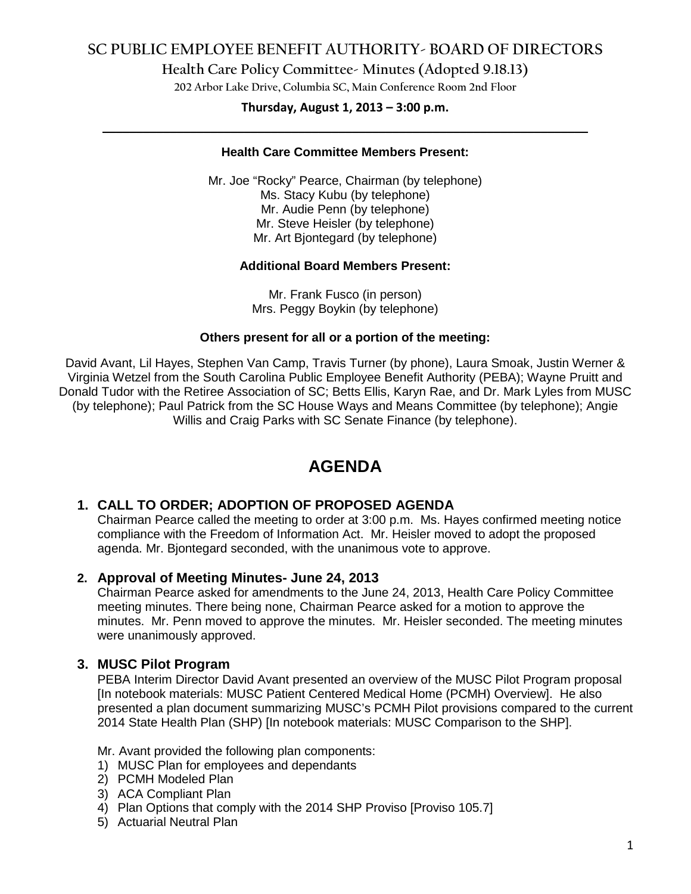# SC PUBLIC EMPLOYEE BENEFIT AUTHORITY- BOARD OF DIRECTORS

## Health Care Policy Committee- Minutes (Adopted 9.18.13)

202 Arbor Lake Drive, Columbia SC, Main Conference Room 2nd Floor

**Thursday, August 1, 2013 – 3:00 p.m.**

---

**Health Care Committee Members Present:**

Mr. Joe "Rocky" Pearce, Chairman (by telephone)
Ms. Stacy Kubu (by telephone)
Mr. Audie Penn (by telephone)
Mr. Steve Heisler (by telephone)
Mr. Art Bjontegard (by telephone)

**Additional Board Members Present:**

Mr. Frank Fusco (in person)
Mrs. Peggy Boykin (by telephone)

**Others present for all or a portion of the meeting:**

David Avant, Lil Hayes, Stephen Van Camp, Travis Turner (by phone), Laura Smoak, Justin Werner & Virginia Wetzel from the South Carolina Public Employee Benefit Authority (PEBA); Wayne Pruitt and Donald Tudor with the Retiree Association of SC; Betts Ellis, Karyn Rae, and Dr. Mark Lyles from MUSC (by telephone); Paul Patrick from the SC House Ways and Means Committee (by telephone); Angie Willis and Craig Parks with SC Senate Finance (by telephone).

# AGENDA

### 1. CALL TO ORDER; ADOPTION OF PROPOSED AGENDA

Chairman Pearce called the meeting to order at 3:00 p.m. Ms. Hayes confirmed meeting notice compliance with the Freedom of Information Act. Mr. Heisler moved to adopt the proposed agenda. Mr. Bjontegard seconded, with the unanimous vote to approve.

### 2. Approval of Meeting Minutes- June 24, 2013

Chairman Pearce asked for amendments to the June 24, 2013, Health Care Policy Committee meeting minutes. There being none, Chairman Pearce asked for a motion to approve the minutes. Mr. Penn moved to approve the minutes. Mr. Heisler seconded. The meeting minutes were unanimously approved.

### 3. MUSC Pilot Program

PEBA Interim Director David Avant presented an overview of the MUSC Pilot Program proposal [In notebook materials: MUSC Patient Centered Medical Home (PCMH) Overview]. He also presented a plan document summarizing MUSC's PCMH Pilot provisions compared to the current 2014 State Health Plan (SHP) [In notebook materials: MUSC Comparison to the SHP].

Mr. Avant provided the following plan components:

1) MUSC Plan for employees and dependants
2) PCMH Modeled Plan
3) ACA Compliant Plan
4) Plan Options that comply with the 2014 SHP Proviso [Proviso 105.7]
5) Actuarial Neutral Plan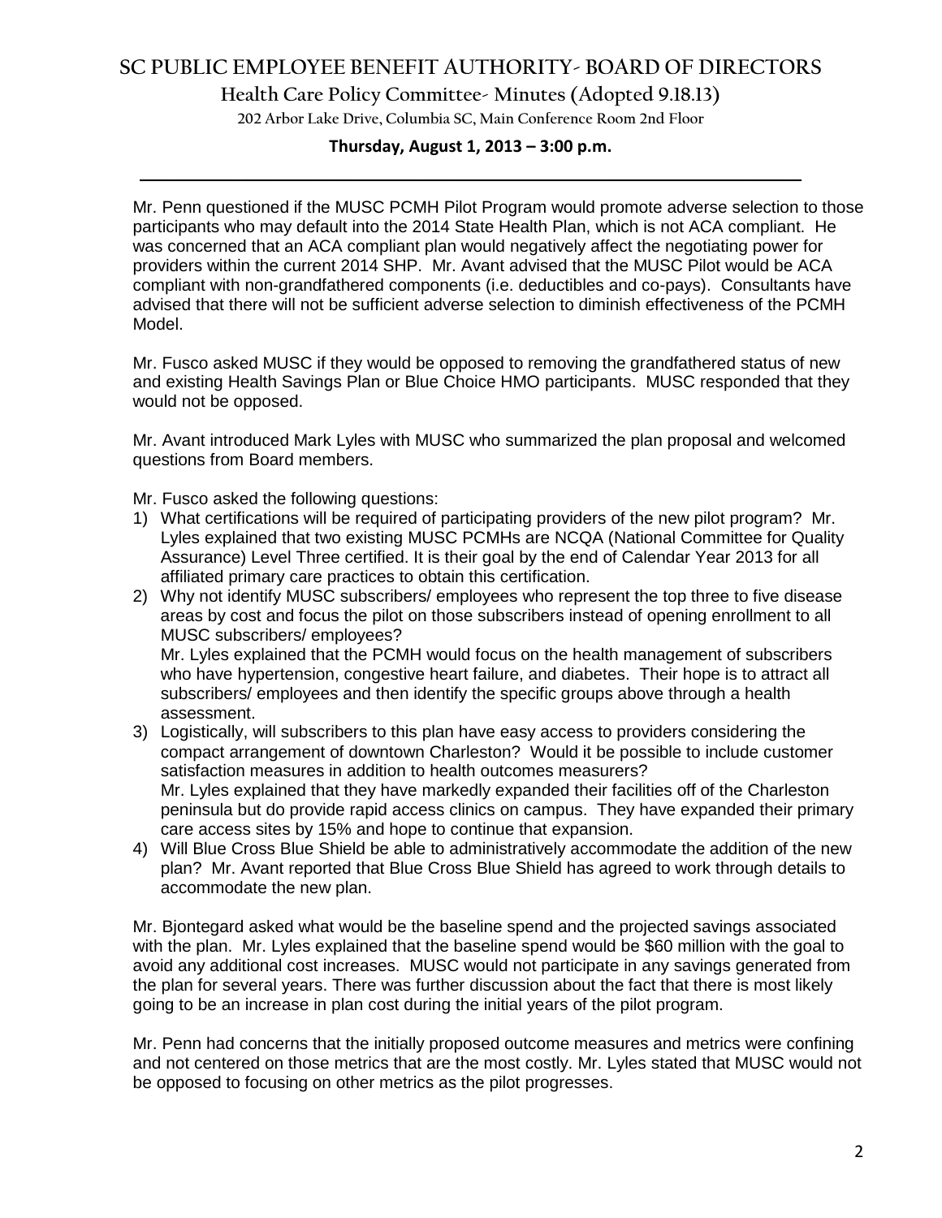Mr. Penn questioned if the MUSC PCMH Pilot Program would promote adverse selection to those participants who may default into the 2014 State Health Plan, which is not ACA compliant. He was concerned that an ACA compliant plan would negatively affect the negotiating power for providers within the current 2014 SHP. Mr. Avant advised that the MUSC Pilot would be ACA compliant with non-grandfathered components (i.e. deductibles and co-pays). Consultants have advised that there will not be sufficient adverse selection to diminish effectiveness of the PCMH Model.

Mr. Fusco asked MUSC if they would be opposed to removing the grandfathered status of new and existing Health Savings Plan or Blue Choice HMO participants. MUSC responded that they would not be opposed.

Mr. Avant introduced Mark Lyles with MUSC who summarized the plan proposal and welcomed questions from Board members.

Mr. Fusco asked the following questions:

1) What certifications will be required of participating providers of the new pilot program? Mr. Lyles explained that two existing MUSC PCMHs are NCQA (National Committee for Quality Assurance) Level Three certified. It is their goal by the end of Calendar Year 2013 for all affiliated primary care practices to obtain this certification.
2) Why not identify MUSC subscribers/ employees who represent the top three to five disease areas by cost and focus the pilot on those subscribers instead of opening enrollment to all MUSC subscribers/ employees?
   Mr. Lyles explained that the PCMH would focus on the health management of subscribers who have hypertension, congestive heart failure, and diabetes. Their hope is to attract all subscribers/ employees and then identify the specific groups above through a health assessment.
3) Logistically, will subscribers to this plan have easy access to providers considering the compact arrangement of downtown Charleston? Would it be possible to include customer satisfaction measures in addition to health outcomes measurers?
   Mr. Lyles explained that they have markedly expanded their facilities off of the Charleston peninsula but do provide rapid access clinics on campus. They have expanded their primary care access sites by 15% and hope to continue that expansion.
4) Will Blue Cross Blue Shield be able to administratively accommodate the addition of the new plan? Mr. Avant reported that Blue Cross Blue Shield has agreed to work through details to accommodate the new plan.

Mr. Bjontegard asked what would be the baseline spend and the projected savings associated with the plan. Mr. Lyles explained that the baseline spend would be $60 million with the goal to avoid any additional cost increases. MUSC would not participate in any savings generated from the plan for several years. There was further discussion about the fact that there is most likely going to be an increase in plan cost during the initial years of the pilot program.

Mr. Penn had concerns that the initially proposed outcome measures and metrics were confining and not centered on those metrics that are the most costly. Mr. Lyles stated that MUSC would not be opposed to focusing on other metrics as the pilot progresses.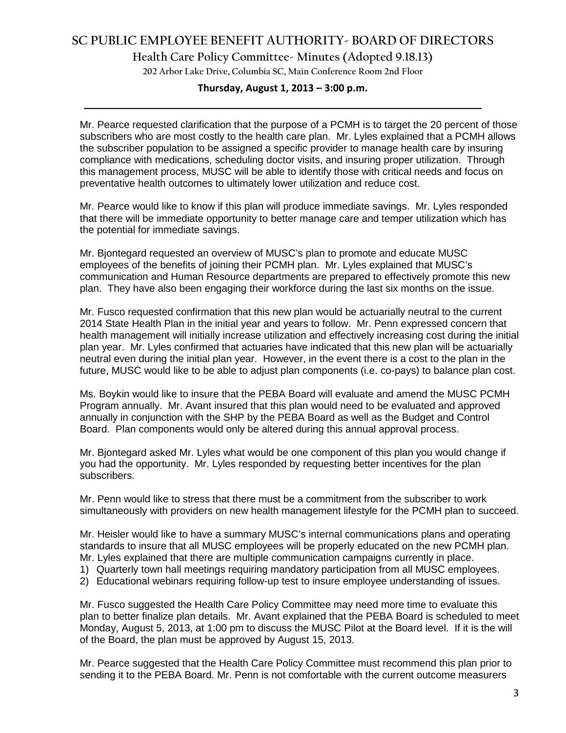Mr. Pearce requested clarification that the purpose of a PCMH is to target the 20 percent of those subscribers who are most costly to the health care plan. Mr. Lyles explained that a PCMH allows the subscriber population to be assigned a specific provider to manage health care by insuring compliance with medications, scheduling doctor visits, and insuring proper utilization. Through this management process, MUSC will be able to identify those with critical needs and focus on preventative health outcomes to ultimately lower utilization and reduce cost.

Mr. Pearce would like to know if this plan will produce immediate savings. Mr. Lyles responded that there will be immediate opportunity to better manage care and temper utilization which has the potential for immediate savings.

Mr. Bjontegard requested an overview of MUSC's plan to promote and educate MUSC employees of the benefits of joining their PCMH plan. Mr. Lyles explained that MUSC's communication and Human Resource departments are prepared to effectively promote this new plan. They have also been engaging their workforce during the last six months on the issue.

Mr. Fusco requested confirmation that this new plan would be actuarially neutral to the current 2014 State Health Plan in the initial year and years to follow. Mr. Penn expressed concern that health management will initially increase utilization and effectively increasing cost during the initial plan year. Mr. Lyles confirmed that actuaries have indicated that this new plan will be actuarially neutral even during the initial plan year. However, in the event there is a cost to the plan in the future, MUSC would like to be able to adjust plan components (i.e. co-pays) to balance plan cost.

Ms. Boykin would like to insure that the PEBA Board will evaluate and amend the MUSC PCMH Program annually. Mr. Avant insured that this plan would need to be evaluated and approved annually in conjunction with the SHP by the PEBA Board as well as the Budget and Control Board. Plan components would only be altered during this annual approval process.

Mr. Bjontegard asked Mr. Lyles what would be one component of this plan you would change if you had the opportunity. Mr. Lyles responded by requesting better incentives for the plan subscribers.

Mr. Penn would like to stress that there must be a commitment from the subscriber to work simultaneously with providers on new health management lifestyle for the PCMH plan to succeed.

Mr. Heisler would like to have a summary MUSC's internal communications plans and operating standards to insure that all MUSC employees will be properly educated on the new PCMH plan. Mr. Lyles explained that there are multiple communication campaigns currently in place.

1) Quarterly town hall meetings requiring mandatory participation from all MUSC employees.
2) Educational webinars requiring follow-up test to insure employee understanding of issues.

Mr. Fusco suggested the Health Care Policy Committee may need more time to evaluate this plan to better finalize plan details. Mr. Avant explained that the PEBA Board is scheduled to meet Monday, August 5, 2013, at 1:00 pm to discuss the MUSC Pilot at the Board level. If it is the will of the Board, the plan must be approved by August 15, 2013.

Mr. Pearce suggested that the Health Care Policy Committee must recommend this plan prior to sending it to the PEBA Board. Mr. Penn is not comfortable with the current outcome measurers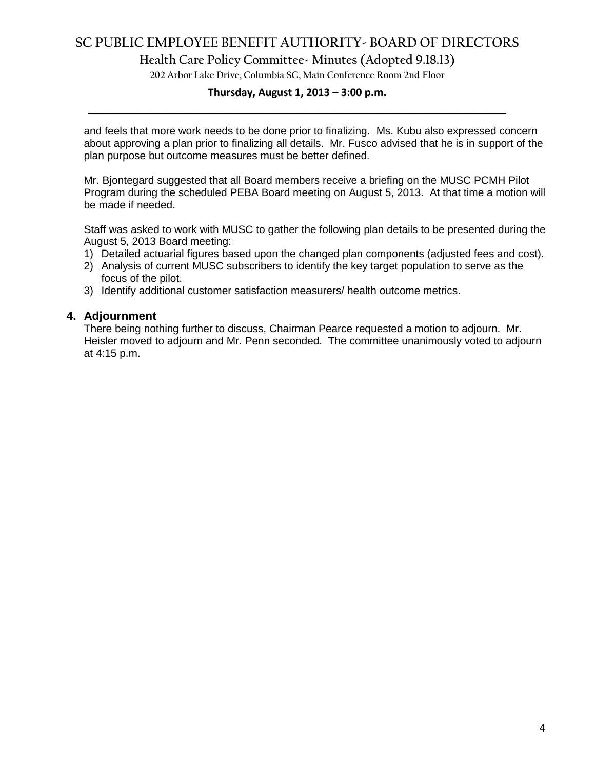and feels that more work needs to be done prior to finalizing. Ms. Kubu also expressed concern about approving a plan prior to finalizing all details. Mr. Fusco advised that he is in support of the plan purpose but outcome measures must be better defined.

Mr. Bjontegard suggested that all Board members receive a briefing on the MUSC PCMH Pilot Program during the scheduled PEBA Board meeting on August 5, 2013. At that time a motion will be made if needed.

Staff was asked to work with MUSC to gather the following plan details to be presented during the August 5, 2013 Board meeting:

1) Detailed actuarial figures based upon the changed plan components (adjusted fees and cost).
2) Analysis of current MUSC subscribers to identify the key target population to serve as the focus of the pilot.
3) Identify additional customer satisfaction measurers/ health outcome metrics.

## 4. Adjournment

There being nothing further to discuss, Chairman Pearce requested a motion to adjourn. Mr. Heisler moved to adjourn and Mr. Penn seconded. The committee unanimously voted to adjourn at 4:15 p.m.